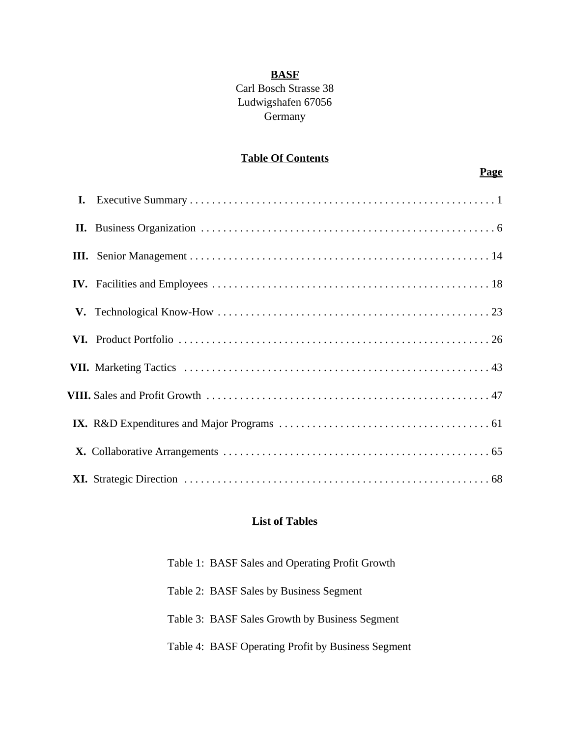**BASF**
Carl Bosch Strasse 38
Ludwigshafen 67056
Germany

## Table Of Contents

| | | Page |
|---|---|---|
| **I.** | Executive Summary | 1 |
| **II.** | Business Organization | 6 |
| **III.** | Senior Management | 14 |
| **IV.** | Facilities and Employees | 18 |
| **V.** | Technological Know-How | 23 |
| **VI.** | Product Portfolio | 26 |
| **VII.** | Marketing Tactics | 43 |
| **VIII.** | Sales and Profit Growth | 47 |
| **IX.** | R&D Expenditures and Major Programs | 61 |
| **X.** | Collaborative Arrangements | 65 |
| **XI.** | Strategic Direction | 68 |

## List of Tables

Table 1: BASF Sales and Operating Profit Growth

Table 2: BASF Sales by Business Segment

Table 3: BASF Sales Growth by Business Segment

Table 4: BASF Operating Profit by Business Segment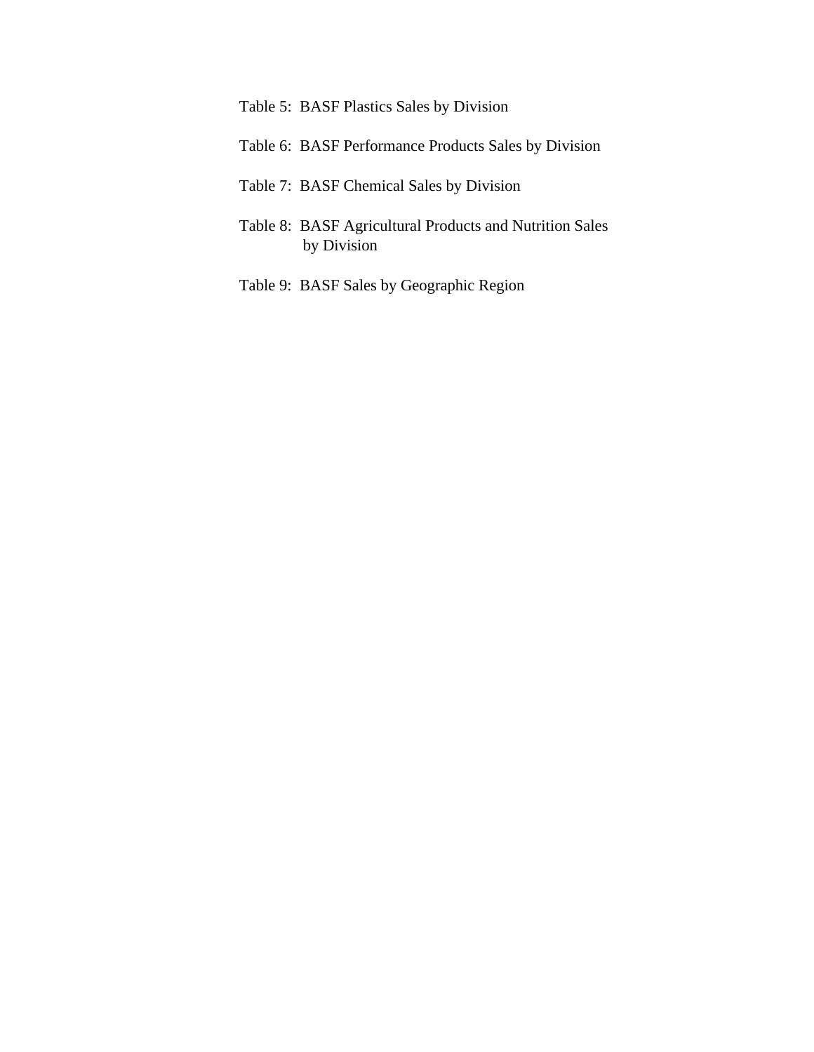Table 5: BASF Plastics Sales by Division

Table 6: BASF Performance Products Sales by Division

Table 7: BASF Chemical Sales by Division

Table 8: BASF Agricultural Products and Nutrition Sales by Division

Table 9: BASF Sales by Geographic Region